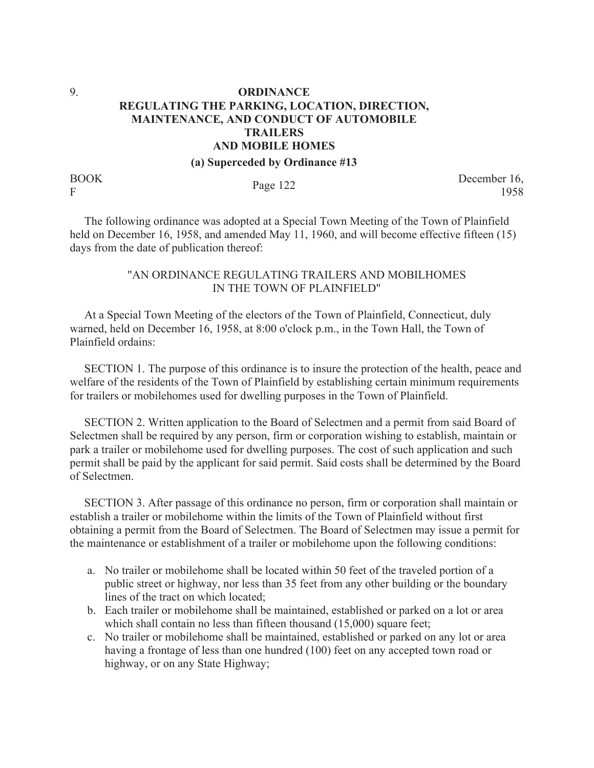9.

# ORDINANCE
# REGULATING THE PARKING, LOCATION, DIRECTION, MAINTENANCE, AND CONDUCT OF AUTOMOBILE TRAILERS AND MOBILE HOMES

**(a) Superceded by Ordinance #13**

BOOK F | Page 122 | December 16, 1958

The following ordinance was adopted at a Special Town Meeting of the Town of Plainfield held on December 16, 1958, and amended May 11, 1960, and will become effective fifteen (15) days from the date of publication thereof:

"AN ORDINANCE REGULATING TRAILERS AND MOBILHOMES IN THE TOWN OF PLAINFIELD"

At a Special Town Meeting of the electors of the Town of Plainfield, Connecticut, duly warned, held on December 16, 1958, at 8:00 o'clock p.m., in the Town Hall, the Town of Plainfield ordains:

SECTION 1. The purpose of this ordinance is to insure the protection of the health, peace and welfare of the residents of the Town of Plainfield by establishing certain minimum requirements for trailers or mobilehomes used for dwelling purposes in the Town of Plainfield.

SECTION 2. Written application to the Board of Selectmen and a permit from said Board of Selectmen shall be required by any person, firm or corporation wishing to establish, maintain or park a trailer or mobilehome used for dwelling purposes. The cost of such application and such permit shall be paid by the applicant for said permit. Said costs shall be determined by the Board of Selectmen.

SECTION 3. After passage of this ordinance no person, firm or corporation shall maintain or establish a trailer or mobilehome within the limits of the Town of Plainfield without first obtaining a permit from the Board of Selectmen. The Board of Selectmen may issue a permit for the maintenance or establishment of a trailer or mobilehome upon the following conditions:

a. No trailer or mobilehome shall be located within 50 feet of the traveled portion of a public street or highway, nor less than 35 feet from any other building or the boundary lines of the tract on which located;
b. Each trailer or mobilehome shall be maintained, established or parked on a lot or area which shall contain no less than fifteen thousand (15,000) square feet;
c. No trailer or mobilehome shall be maintained, established or parked on any lot or area having a frontage of less than one hundred (100) feet on any accepted town road or highway, or on any State Highway;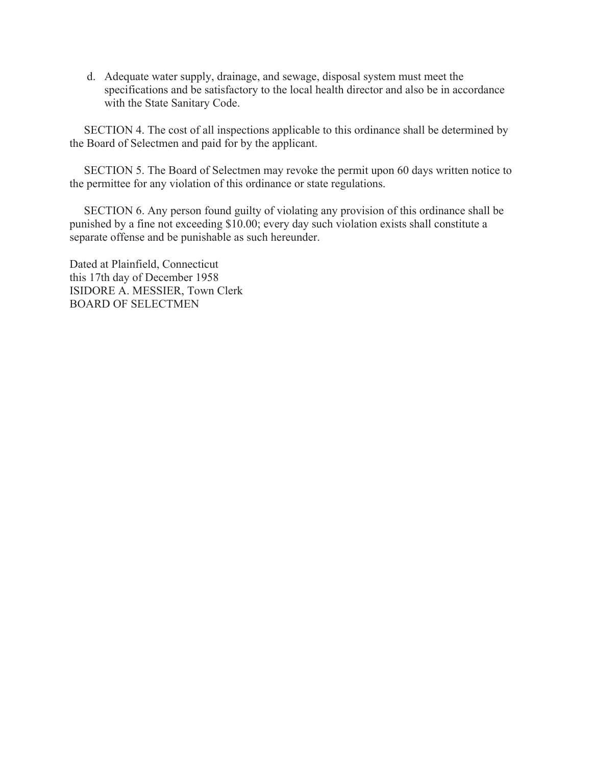d. Adequate water supply, drainage, and sewage, disposal system must meet the specifications and be satisfactory to the local health director and also be in accordance with the State Sanitary Code.

SECTION 4. The cost of all inspections applicable to this ordinance shall be determined by the Board of Selectmen and paid for by the applicant.

SECTION 5. The Board of Selectmen may revoke the permit upon 60 days written notice to the permittee for any violation of this ordinance or state regulations.

SECTION 6. Any person found guilty of violating any provision of this ordinance shall be punished by a fine not exceeding $10.00; every day such violation exists shall constitute a separate offense and be punishable as such hereunder.

Dated at Plainfield, Connecticut
this 17th day of December 1958
ISIDORE A. MESSIER, Town Clerk
BOARD OF SELECTMEN